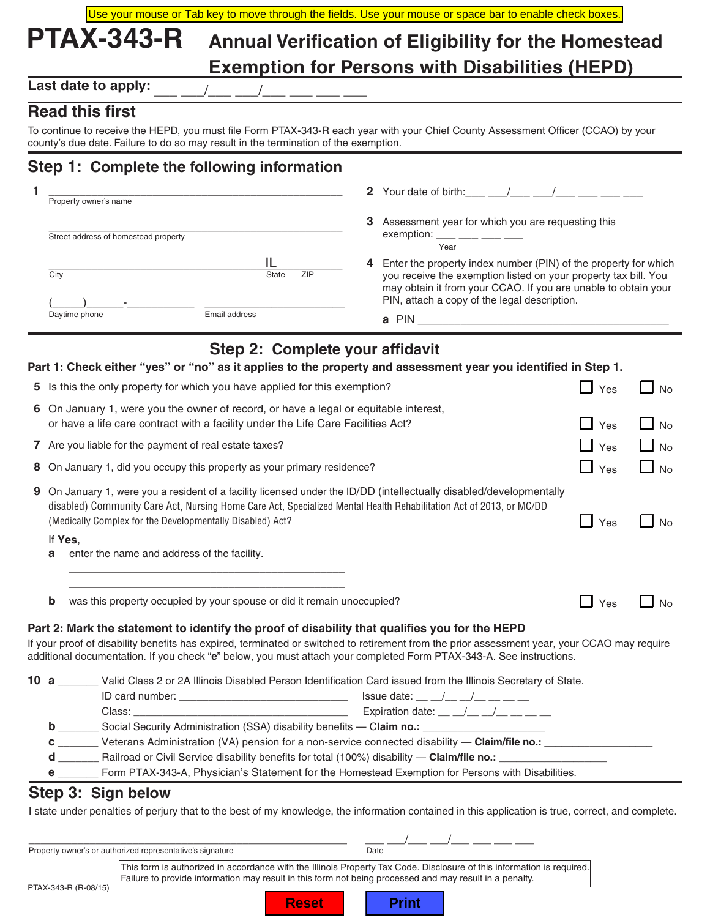Use your mouse or Tab key to move through the fields. Use your mouse or space bar to enable check boxes.

# PTAX-343-R Annual Verification of Eligibility for the Homestead Exemption for Persons with Disabilities (HEPD)

**Last date to apply:** ___ ___/___ ___/___ ___ ___ ___

## Read this first

To continue to receive the HEPD, you must file Form PTAX-343-R each year with your Chief County Assessment Officer (CCAO) by your county's due date. Failure to do so may result in the termination of the exemption.

## Step 1: Complete the following information

**1** ______________________________________________
Property owner's name

______________________________________________
Street address of homestead property

______________________________________________ IL __________
City State ZIP

(_____)______-___________ ________________________
Daytime phone Email address

**2** Your date of birth:___ ___/___ ___/___ ___ ___ ___

**3** Assessment year for which you are requesting this exemption: ___ ___ ___ ___
Year

**4** Enter the property index number (PIN) of the property for which you receive the exemption listed on your property tax bill. You may obtain it from your CCAO. If you are unable to obtain your PIN, attach a copy of the legal description.

**a** PIN ______________________________________________

## Step 2: Complete your affidavit

**Part 1: Check either "yes" or "no" as it applies to the property and assessment year you identified in Step 1.**

**5** Is this the only property for which you have applied for this exemption? ☐ Yes ☐ No

**6** On January 1, were you the owner of record, or have a legal or equitable interest, or have a life care contract with a facility under the Life Care Facilities Act? ☐ Yes ☐ No

**7** Are you liable for the payment of real estate taxes? ☐ Yes ☐ No

**8** On January 1, did you occupy this property as your primary residence? ☐ Yes ☐ No

**9** On January 1, were you a resident of a facility licensed under the ID/DD (intellectually disabled/developmentally disabled) Community Care Act, Nursing Home Care Act, Specialized Mental Health Rehabilitation Act of 2013, or MC/DD (Medically Complex for the Developmentally Disabled) Act? ☐ Yes ☐ No

If **Yes**,

**a** enter the name and address of the facility.

______________________________________________

______________________________________________

**b** was this property occupied by your spouse or did it remain unoccupied? ☐ Yes ☐ No

**Part 2: Mark the statement to identify the proof of disability that qualifies you for the HEPD**

If your proof of disability benefits has expired, terminated or switched to retirement from the prior assessment year, your CCAO may require additional documentation. If you check "**e**" below, you must attach your completed Form PTAX-343-A. See instructions.

**10 a** _______ Valid Class 2 or 2A Illinois Disabled Person Identification Card issued from the Illinois Secretary of State.
ID card number: ____________________________ Issue date: __ __/__ __/__ __ __ __
Class: ____________________________________ Expiration date: __ __/__ __/__ __ __ __

**b** _______ Social Security Administration (SSA) disability benefits — **Claim no.:** ___________________

**c** _______ Veterans Administration (VA) pension for a non-service connected disability — **Claim/file no.:** ___________________

**d** _______ Railroad or Civil Service disability benefits for total (100%) disability — **Claim/file no.:** ___________________

**e** _______ Form PTAX-343-A, Physician's Statement for the Homestead Exemption for Persons with Disabilities.

## Step 3: Sign below

I state under penalties of perjury that to the best of my knowledge, the information contained in this application is true, correct, and complete.

______________________________________________ ___ ___/___ ___/___ ___ ___ ___
Property owner's or authorized representative's signature Date

This form is authorized in accordance with the Illinois Property Tax Code. Disclosure of this information is required. Failure to provide information may result in this form not being processed and may result in a penalty.

PTAX-343-R (R-08/15)

Reset Print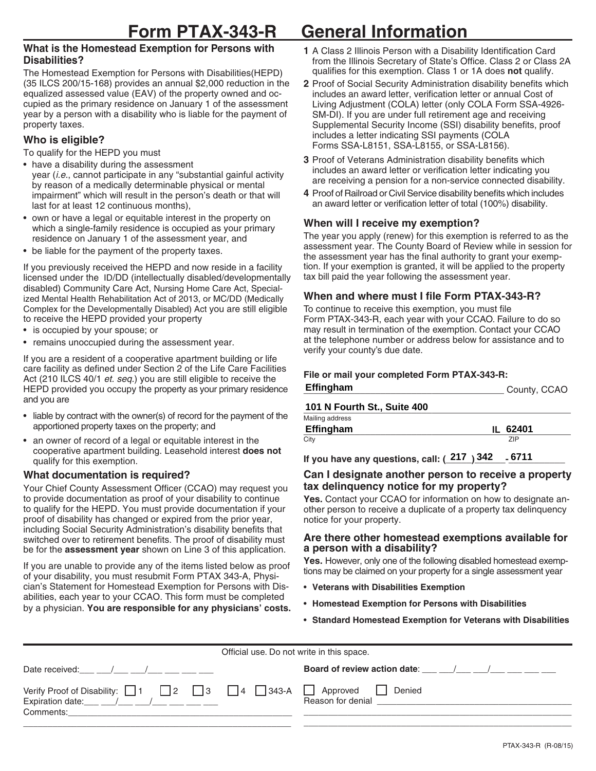# Form PTAX-343-R General Information

### What is the Homestead Exemption for Persons with Disabilities?

The Homestead Exemption for Persons with Disabilities(HEPD) (35 ILCS 200/15-168) provides an annual $2,000 reduction in the equalized assessed value (EAV) of the property owned and occupied as the primary residence on January 1 of the assessment year by a person with a disability who is liable for the payment of property taxes.

### Who is eligible?

To qualify for the HEPD you must

- have a disability during the assessment year (*i.e.*, cannot participate in any "substantial gainful activity by reason of a medically determinable physical or mental impairment" which will result in the person's death or that will last for at least 12 continuous months),
- own or have a legal or equitable interest in the property on which a single-family residence is occupied as your primary residence on January 1 of the assessment year, and
- be liable for the payment of the property taxes.

If you previously received the HEPD and now reside in a facility licensed under the ID/DD (intellectually disabled/developmentally disabled) Community Care Act, Nursing Home Care Act, Specialized Mental Health Rehabilitation Act of 2013, or MC/DD (Medically Complex for the Developmentally Disabled) Act you are still eligible to receive the HEPD provided your property

- is occupied by your spouse; or
- remains unoccupied during the assessment year.

If you are a resident of a cooperative apartment building or life care facility as defined under Section 2 of the Life Care Facilities Act (210 ILCS 40/1 *et. seq.*) you are still eligible to receive the HEPD provided you occupy the property as your primary residence and you are

- liable by contract with the owner(s) of record for the payment of the apportioned property taxes on the property; and
- an owner of record of a legal or equitable interest in the cooperative apartment building. Leasehold interest **does not** qualify for this exemption.

### What documentation is required?

Your Chief County Assessment Officer (CCAO) may request you to provide documentation as proof of your disability to continue to qualify for the HEPD. You must provide documentation if your proof of disability has changed or expired from the prior year, including Social Security Administration's disability benefits that switched over to retirement benefits. The proof of disability must be for the **assessment year** shown on Line 3 of this application.

If you are unable to provide any of the items listed below as proof of your disability, you must resubmit Form PTAX 343-A, Physician's Statement for Homestead Exemption for Persons with Disabilities, each year to your CCAO. This form must be completed by a physician. **You are responsible for any physicians' costs.**

**1** A Class 2 Illinois Person with a Disability Identification Card from the Illinois Secretary of State's Office. Class 2 or Class 2A qualifies for this exemption. Class 1 or 1A does **not** qualify.

**2** Proof of Social Security Administration disability benefits which includes an award letter, verification letter or annual Cost of Living Adjustment (COLA) letter (only COLA Form SSA-4926-SM-DI). If you are under full retirement age and receiving Supplemental Security Income (SSI) disability benefits, proof includes a letter indicating SSI payments (COLA Forms SSA-L8151, SSA-L8155, or SSA-L8156).

**3** Proof of Veterans Administration disability benefits which includes an award letter or verification letter indicating you are receiving a pension for a non-service connected disability.

**4** Proof of Railroad or Civil Service disability benefits which includes an award letter or verification letter of total (100%) disability.

### When will I receive my exemption?

The year you apply (renew) for this exemption is referred to as the assessment year. The County Board of Review while in session for the assessment year has the final authority to grant your exemption. If your exemption is granted, it will be applied to the property tax bill paid the year following the assessment year.

### When and where must I file Form PTAX-343-R?

To continue to receive this exemption, you must file Form PTAX-343-R, each year with your CCAO. Failure to do so may result in termination of the exemption. Contact your CCAO at the telephone number or address below for assistance and to verify your county's due date.

**File or mail your completed Form PTAX-343-R:**

Effingham County, CCAO

101 N Fourth St., Suite 400
Mailing address

Effingham IL 62401
City ZIP

**If you have any questions, call: (217) 342 - 6711**

### Can I designate another person to receive a property tax delinquency notice for my property?

**Yes.** Contact your CCAO for information on how to designate another person to receive a duplicate of a property tax delinquency notice for your property.

### Are there other homestead exemptions available for a person with a disability?

**Yes.** However, only one of the following disabled homestead exemptions may be claimed on your property for a single assessment year

- **Veterans with Disabilities Exemption**
- **Homestead Exemption for Persons with Disabilities**
- **Standard Homestead Exemption for Veterans with Disabilities**

---

Official use. Do not write in this space.

Date received: ___ ___/___ ___/___ ___ ___ ___

Verify Proof of Disability: ☐ 1 ☐ 2 ☐ 3 ☐ 4 ☐ 343-A
Expiration date: ___ ___/___ ___/___ ___ ___ ___
Comments: ______________________________________________

Board of review action date: ___ ___/___ ___/___ ___ ___ ___

☐ Approved ☐ Denied
Reason for denial ______________________________________________

PTAX-343-R (R-08/15)